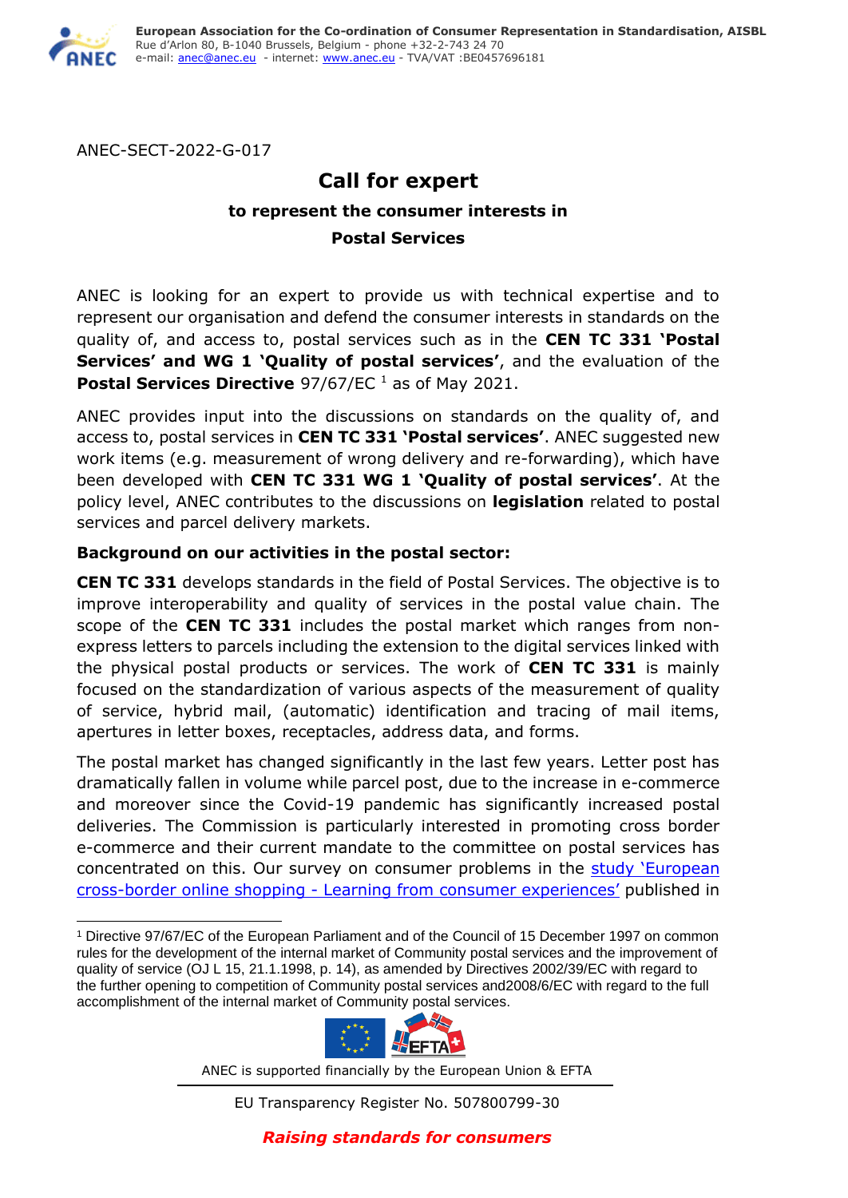ANEC-SECT-2022-G-017

# Call for expert

### to represent the consumer interests in Postal Services

ANEC is looking for an expert to provide us with technical expertise and to represent our organisation and defend the consumer interests in standards on the quality of, and access to, postal services such as in the **CEN TC 331 'Postal Services' and WG 1 'Quality of postal services'**, and the evaluation of the **Postal Services Directive** 97/67/EC [1] as of May 2021.

ANEC provides input into the discussions on standards on the quality of, and access to, postal services in **CEN TC 331 'Postal services'**. ANEC suggested new work items (e.g. measurement of wrong delivery and re-forwarding), which have been developed with **CEN TC 331 WG 1 'Quality of postal services'**. At the policy level, ANEC contributes to the discussions on **legislation** related to postal services and parcel delivery markets.

**Background on our activities in the postal sector:**

**CEN TC 331** develops standards in the field of Postal Services. The objective is to improve interoperability and quality of services in the postal value chain. The scope of the **CEN TC 331** includes the postal market which ranges from non-express letters to parcels including the extension to the digital services linked with the physical postal products or services. The work of **CEN TC 331** is mainly focused on the standardization of various aspects of the measurement of quality of service, hybrid mail, (automatic) identification and tracing of mail items, apertures in letter boxes, receptacles, address data, and forms.

The postal market has changed significantly in the last few years. Letter post has dramatically fallen in volume while parcel post, due to the increase in e-commerce and moreover since the Covid-19 pandemic has significantly increased postal deliveries. The Commission is particularly interested in promoting cross border e-commerce and their current mandate to the committee on postal services has concentrated on this. Our survey on consumer problems in the study 'European cross-border online shopping - Learning from consumer experiences' published in

[1] Directive 97/67/EC of the European Parliament and of the Council of 15 December 1997 on common rules for the development of the internal market of Community postal services and the improvement of quality of service (OJ L 15, 21.1.1998, p. 14), as amended by Directives 2002/39/EC with regard to the further opening to competition of Community postal services and2008/6/EC with regard to the full accomplishment of the internal market of Community postal services.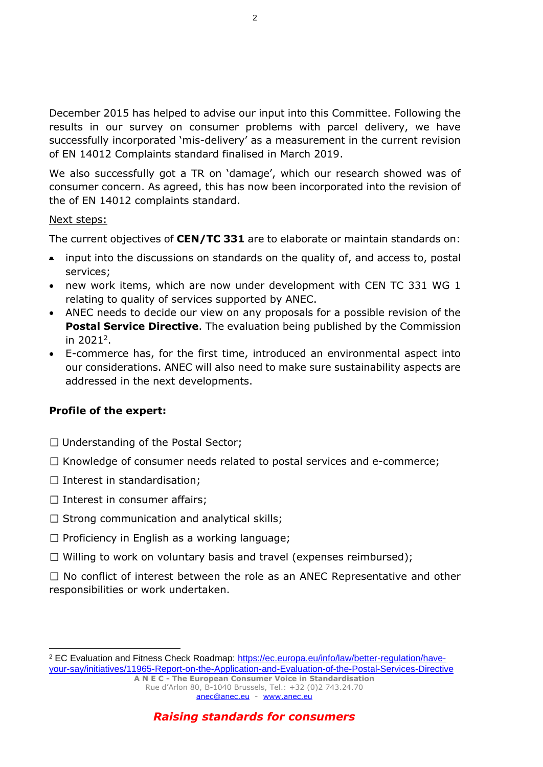December 2015 has helped to advise our input into this Committee. Following the results in our survey on consumer problems with parcel delivery, we have successfully incorporated 'mis-delivery' as a measurement in the current revision of EN 14012 Complaints standard finalised in March 2019.

We also successfully got a TR on 'damage', which our research showed was of consumer concern. As agreed, this has now been incorporated into the revision of the of EN 14012 complaints standard.

Next steps:

The current objectives of **CEN/TC 331** are to elaborate or maintain standards on:

- input into the discussions on standards on the quality of, and access to, postal services;
- new work items, which are now under development with CEN TC 331 WG 1 relating to quality of services supported by ANEC.
- ANEC needs to decide our view on any proposals for a possible revision of the **Postal Service Directive**. The evaluation being published by the Commission in 2021[2].
- E-commerce has, for the first time, introduced an environmental aspect into our considerations. ANEC will also need to make sure sustainability aspects are addressed in the next developments.

**Profile of the expert:**

☐ Understanding of the Postal Sector;

☐ Knowledge of consumer needs related to postal services and e-commerce;

☐ Interest in standardisation;

☐ Interest in consumer affairs;

☐ Strong communication and analytical skills;

☐ Proficiency in English as a working language;

☐ Willing to work on voluntary basis and travel (expenses reimbursed);

☐ No conflict of interest between the role as an ANEC Representative and other responsibilities or work undertaken.

[2] EC Evaluation and Fitness Check Roadmap: https://ec.europa.eu/info/law/better-regulation/have-your-say/initiatives/11965-Report-on-the-Application-and-Evaluation-of-the-Postal-Services-Directive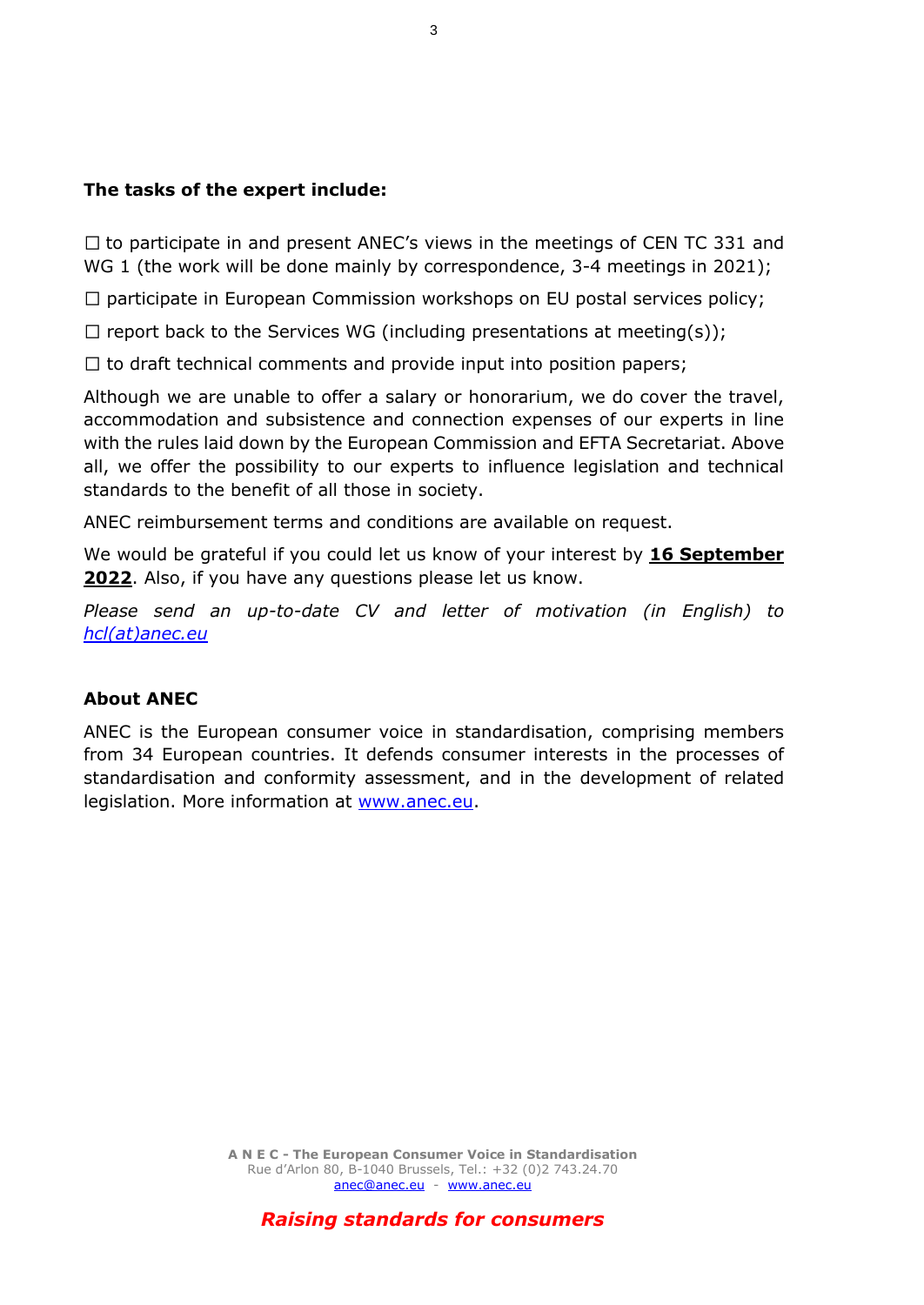**The tasks of the expert include:**

☐ to participate in and present ANEC's views in the meetings of CEN TC 331 and WG 1 (the work will be done mainly by correspondence, 3-4 meetings in 2021);

☐ participate in European Commission workshops on EU postal services policy;

☐ report back to the Services WG (including presentations at meeting(s));

☐ to draft technical comments and provide input into position papers;

Although we are unable to offer a salary or honorarium, we do cover the travel, accommodation and subsistence and connection expenses of our experts in line with the rules laid down by the European Commission and EFTA Secretariat. Above all, we offer the possibility to our experts to influence legislation and technical standards to the benefit of all those in society.

ANEC reimbursement terms and conditions are available on request.

We would be grateful if you could let us know of your interest by **16 September 2022**. Also, if you have any questions please let us know.

*Please send an up-to-date CV and letter of motivation (in English) to hcl(at)anec.eu*

**About ANEC**

ANEC is the European consumer voice in standardisation, comprising members from 34 European countries. It defends consumer interests in the processes of standardisation and conformity assessment, and in the development of related legislation. More information at www.anec.eu.

**A N E C - The European Consumer Voice in Standardisation**
Rue d'Arlon 80, B-1040 Brussels, Tel.: +32 (0)2 743.24.70
anec@anec.eu - www.anec.eu

***Raising standards for consumers***